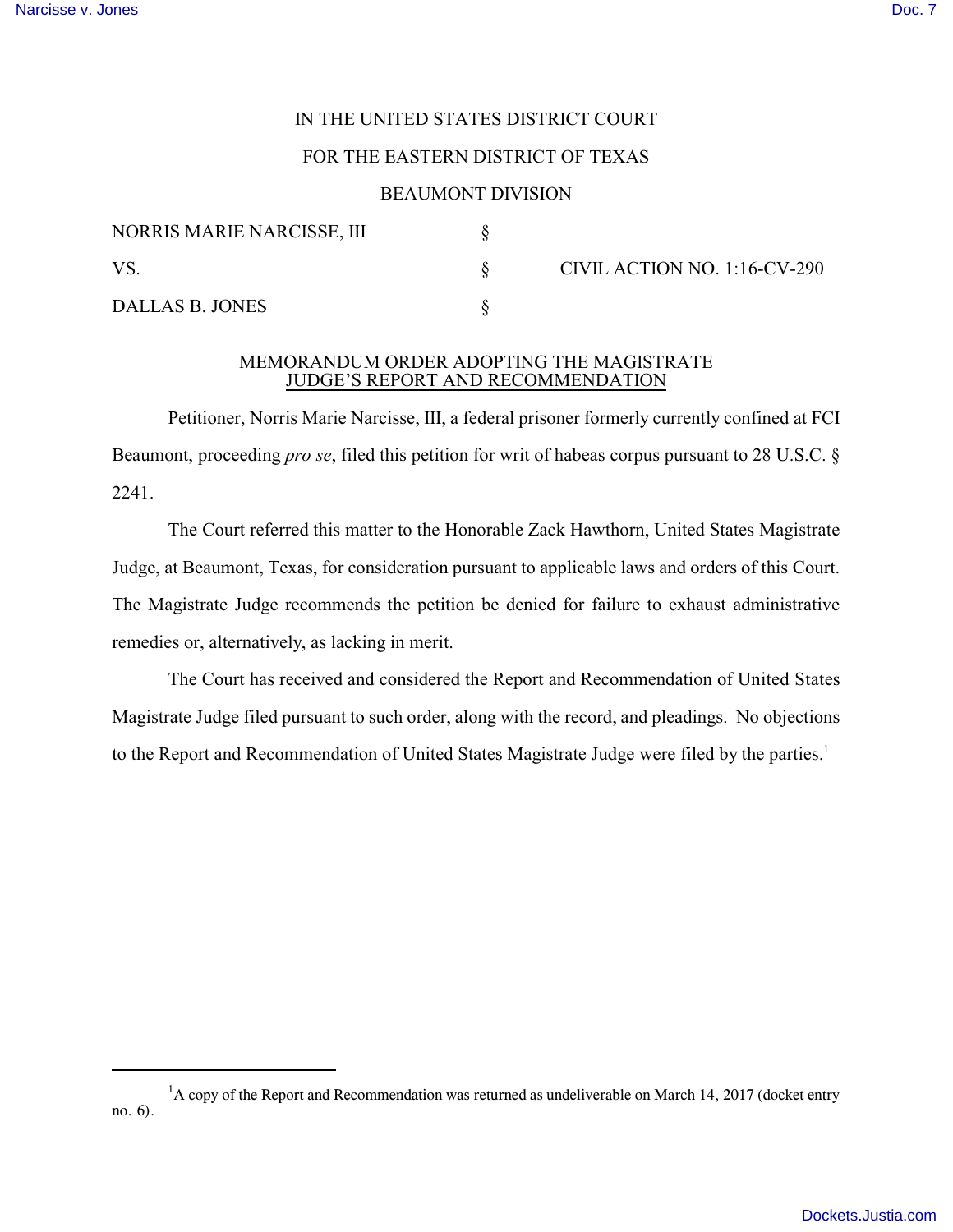IN THE UNITED STATES DISTRICT COURT

FOR THE EASTERN DISTRICT OF TEXAS

BEAUMONT DIVISION

| | | |
|---|---|---|
| NORRIS MARIE NARCISSE, III | § | |
| VS. | § | CIVIL ACTION NO. 1:16-CV-290 |
| DALLAS B. JONES | § | |

MEMORANDUM ORDER ADOPTING THE MAGISTRATE JUDGE'S REPORT AND RECOMMENDATION

Petitioner, Norris Marie Narcisse, III, a federal prisoner formerly currently confined at FCI Beaumont, proceeding *pro se*, filed this petition for writ of habeas corpus pursuant to 28 U.S.C. § 2241.

The Court referred this matter to the Honorable Zack Hawthorn, United States Magistrate Judge, at Beaumont, Texas, for consideration pursuant to applicable laws and orders of this Court. The Magistrate Judge recommends the petition be denied for failure to exhaust administrative remedies or, alternatively, as lacking in merit.

The Court has received and considered the Report and Recommendation of United States Magistrate Judge filed pursuant to such order, along with the record, and pleadings. No objections to the Report and Recommendation of United States Magistrate Judge were filed by the parties.[1]

[1] A copy of the Report and Recommendation was returned as undeliverable on March 14, 2017 (docket entry no. 6).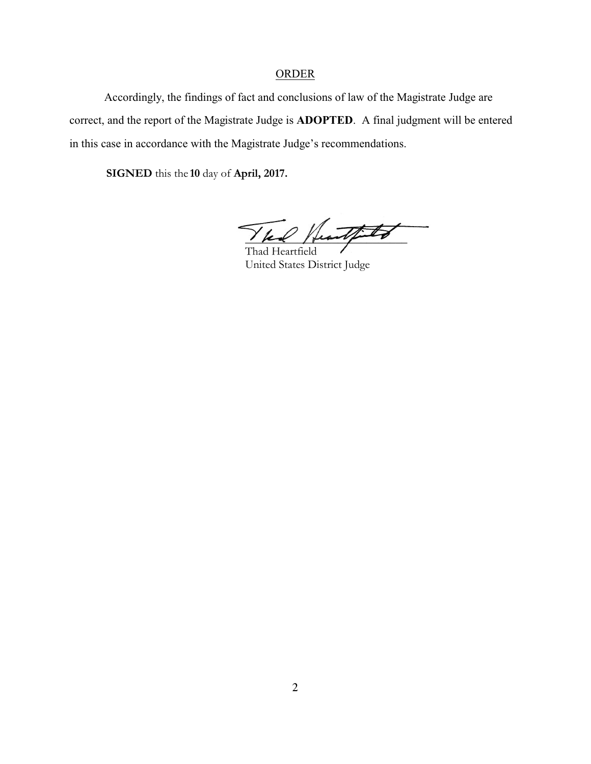## ORDER

Accordingly, the findings of fact and conclusions of law of the Magistrate Judge are correct, and the report of the Magistrate Judge is **ADOPTED**. A final judgment will be entered in this case in accordance with the Magistrate Judge's recommendations.

**SIGNED** this the **10** day of **April, 2017.**

Thad Heartfield
United States District Judge